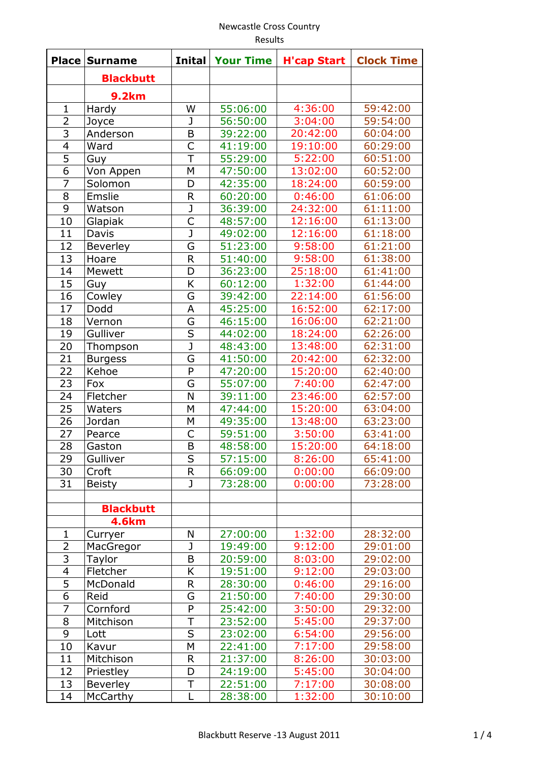Newcastle Cross Country
Results

| Place | Surname | Inital | Your Time | H'cap Start | Clock Time |
|---|---|---|---|---|---|
| | **Blackbutt** | | | | |
| | **9.2km** | | | | |
| 1 | Hardy | W | 55:06:00 | 4:36:00 | 59:42:00 |
| 2 | Joyce | J | 56:50:00 | 3:04:00 | 59:54:00 |
| 3 | Anderson | B | 39:22:00 | 20:42:00 | 60:04:00 |
| 4 | Ward | C | 41:19:00 | 19:10:00 | 60:29:00 |
| 5 | Guy | T | 55:29:00 | 5:22:00 | 60:51:00 |
| 6 | Von Appen | M | 47:50:00 | 13:02:00 | 60:52:00 |
| 7 | Solomon | D | 42:35:00 | 18:24:00 | 60:59:00 |
| 8 | Emslie | R | 60:20:00 | 0:46:00 | 61:06:00 |
| 9 | Watson | J | 36:39:00 | 24:32:00 | 61:11:00 |
| 10 | Glapiak | C | 48:57:00 | 12:16:00 | 61:13:00 |
| 11 | Davis | J | 49:02:00 | 12:16:00 | 61:18:00 |
| 12 | Beverley | G | 51:23:00 | 9:58:00 | 61:21:00 |
| 13 | Hoare | R | 51:40:00 | 9:58:00 | 61:38:00 |
| 14 | Mewett | D | 36:23:00 | 25:18:00 | 61:41:00 |
| 15 | Guy | K | 60:12:00 | 1:32:00 | 61:44:00 |
| 16 | Cowley | G | 39:42:00 | 22:14:00 | 61:56:00 |
| 17 | Dodd | A | 45:25:00 | 16:52:00 | 62:17:00 |
| 18 | Vernon | G | 46:15:00 | 16:06:00 | 62:21:00 |
| 19 | Gulliver | S | 44:02:00 | 18:24:00 | 62:26:00 |
| 20 | Thompson | J | 48:43:00 | 13:48:00 | 62:31:00 |
| 21 | Burgess | G | 41:50:00 | 20:42:00 | 62:32:00 |
| 22 | Kehoe | P | 47:20:00 | 15:20:00 | 62:40:00 |
| 23 | Fox | G | 55:07:00 | 7:40:00 | 62:47:00 |
| 24 | Fletcher | N | 39:11:00 | 23:46:00 | 62:57:00 |
| 25 | Waters | M | 47:44:00 | 15:20:00 | 63:04:00 |
| 26 | Jordan | M | 49:35:00 | 13:48:00 | 63:23:00 |
| 27 | Pearce | C | 59:51:00 | 3:50:00 | 63:41:00 |
| 28 | Gaston | B | 48:58:00 | 15:20:00 | 64:18:00 |
| 29 | Gulliver | S | 57:15:00 | 8:26:00 | 65:41:00 |
| 30 | Croft | R | 66:09:00 | 0:00:00 | 66:09:00 |
| 31 | Beisty | J | 73:28:00 | 0:00:00 | 73:28:00 |
| | | | | | |
| | **Blackbutt** | | | | |
| | **4.6km** | | | | |
| 1 | Curryer | N | 27:00:00 | 1:32:00 | 28:32:00 |
| 2 | MacGregor | J | 19:49:00 | 9:12:00 | 29:01:00 |
| 3 | Taylor | B | 20:59:00 | 8:03:00 | 29:02:00 |
| 4 | Fletcher | K | 19:51:00 | 9:12:00 | 29:03:00 |
| 5 | McDonald | R | 28:30:00 | 0:46:00 | 29:16:00 |
| 6 | Reid | G | 21:50:00 | 7:40:00 | 29:30:00 |
| 7 | Cornford | P | 25:42:00 | 3:50:00 | 29:32:00 |
| 8 | Mitchison | T | 23:52:00 | 5:45:00 | 29:37:00 |
| 9 | Lott | S | 23:02:00 | 6:54:00 | 29:56:00 |
| 10 | Kavur | M | 22:41:00 | 7:17:00 | 29:58:00 |
| 11 | Mitchison | R | 21:37:00 | 8:26:00 | 30:03:00 |
| 12 | Priestley | D | 24:19:00 | 5:45:00 | 30:04:00 |
| 13 | Beverley | T | 22:51:00 | 7:17:00 | 30:08:00 |
| 14 | McCarthy | L | 28:38:00 | 1:32:00 | 30:10:00 |

Blackbutt Reserve -13 August 2011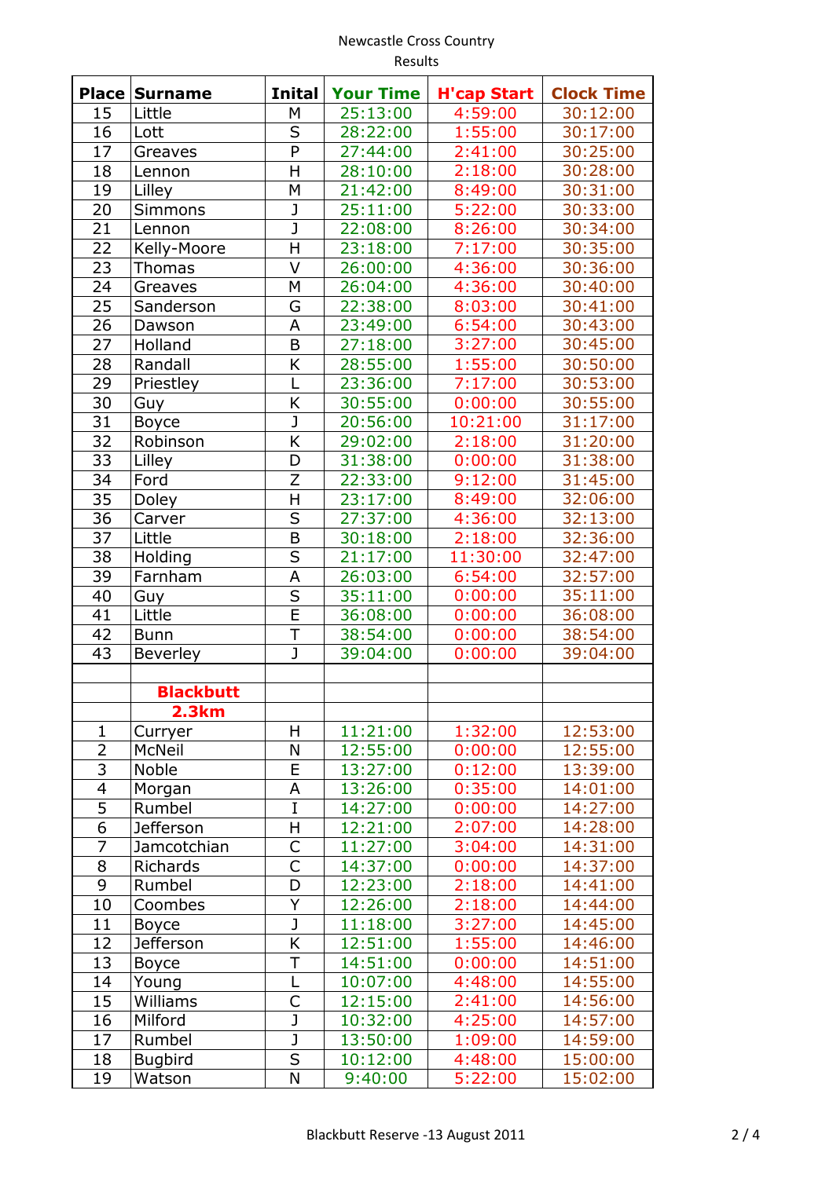Newcastle Cross Country

Results

| Place | Surname | Inital | Your Time | H'cap Start | Clock Time |
|---|---|---|---|---|---|
| 15 | Little | M | 25:13:00 | 4:59:00 | 30:12:00 |
| 16 | Lott | S | 28:22:00 | 1:55:00 | 30:17:00 |
| 17 | Greaves | P | 27:44:00 | 2:41:00 | 30:25:00 |
| 18 | Lennon | H | 28:10:00 | 2:18:00 | 30:28:00 |
| 19 | Lilley | M | 21:42:00 | 8:49:00 | 30:31:00 |
| 20 | Simmons | J | 25:11:00 | 5:22:00 | 30:33:00 |
| 21 | Lennon | J | 22:08:00 | 8:26:00 | 30:34:00 |
| 22 | Kelly-Moore | H | 23:18:00 | 7:17:00 | 30:35:00 |
| 23 | Thomas | V | 26:00:00 | 4:36:00 | 30:36:00 |
| 24 | Greaves | M | 26:04:00 | 4:36:00 | 30:40:00 |
| 25 | Sanderson | G | 22:38:00 | 8:03:00 | 30:41:00 |
| 26 | Dawson | A | 23:49:00 | 6:54:00 | 30:43:00 |
| 27 | Holland | B | 27:18:00 | 3:27:00 | 30:45:00 |
| 28 | Randall | K | 28:55:00 | 1:55:00 | 30:50:00 |
| 29 | Priestley | L | 23:36:00 | 7:17:00 | 30:53:00 |
| 30 | Guy | K | 30:55:00 | 0:00:00 | 30:55:00 |
| 31 | Boyce | J | 20:56:00 | 10:21:00 | 31:17:00 |
| 32 | Robinson | K | 29:02:00 | 2:18:00 | 31:20:00 |
| 33 | Lilley | D | 31:38:00 | 0:00:00 | 31:38:00 |
| 34 | Ford | Z | 22:33:00 | 9:12:00 | 31:45:00 |
| 35 | Doley | H | 23:17:00 | 8:49:00 | 32:06:00 |
| 36 | Carver | S | 27:37:00 | 4:36:00 | 32:13:00 |
| 37 | Little | B | 30:18:00 | 2:18:00 | 32:36:00 |
| 38 | Holding | S | 21:17:00 | 11:30:00 | 32:47:00 |
| 39 | Farnham | A | 26:03:00 | 6:54:00 | 32:57:00 |
| 40 | Guy | S | 35:11:00 | 0:00:00 | 35:11:00 |
| 41 | Little | E | 36:08:00 | 0:00:00 | 36:08:00 |
| 42 | Bunn | T | 38:54:00 | 0:00:00 | 38:54:00 |
| 43 | Beverley | J | 39:04:00 | 0:00:00 | 39:04:00 |
| | | | | | |
| | **Blackbutt** | | | | |
| | **2.3km** | | | | |
| 1 | Curryer | H | 11:21:00 | 1:32:00 | 12:53:00 |
| 2 | McNeil | N | 12:55:00 | 0:00:00 | 12:55:00 |
| 3 | Noble | E | 13:27:00 | 0:12:00 | 13:39:00 |
| 4 | Morgan | A | 13:26:00 | 0:35:00 | 14:01:00 |
| 5 | Rumbel | I | 14:27:00 | 0:00:00 | 14:27:00 |
| 6 | Jefferson | H | 12:21:00 | 2:07:00 | 14:28:00 |
| 7 | Jamcotchian | C | 11:27:00 | 3:04:00 | 14:31:00 |
| 8 | Richards | C | 14:37:00 | 0:00:00 | 14:37:00 |
| 9 | Rumbel | D | 12:23:00 | 2:18:00 | 14:41:00 |
| 10 | Coombes | Y | 12:26:00 | 2:18:00 | 14:44:00 |
| 11 | Boyce | J | 11:18:00 | 3:27:00 | 14:45:00 |
| 12 | Jefferson | K | 12:51:00 | 1:55:00 | 14:46:00 |
| 13 | Boyce | T | 14:51:00 | 0:00:00 | 14:51:00 |
| 14 | Young | L | 10:07:00 | 4:48:00 | 14:55:00 |
| 15 | Williams | C | 12:15:00 | 2:41:00 | 14:56:00 |
| 16 | Milford | J | 10:32:00 | 4:25:00 | 14:57:00 |
| 17 | Rumbel | J | 13:50:00 | 1:09:00 | 14:59:00 |
| 18 | Bugbird | S | 10:12:00 | 4:48:00 | 15:00:00 |
| 19 | Watson | N | 9:40:00 | 5:22:00 | 15:02:00 |

Blackbutt Reserve -13 August 2011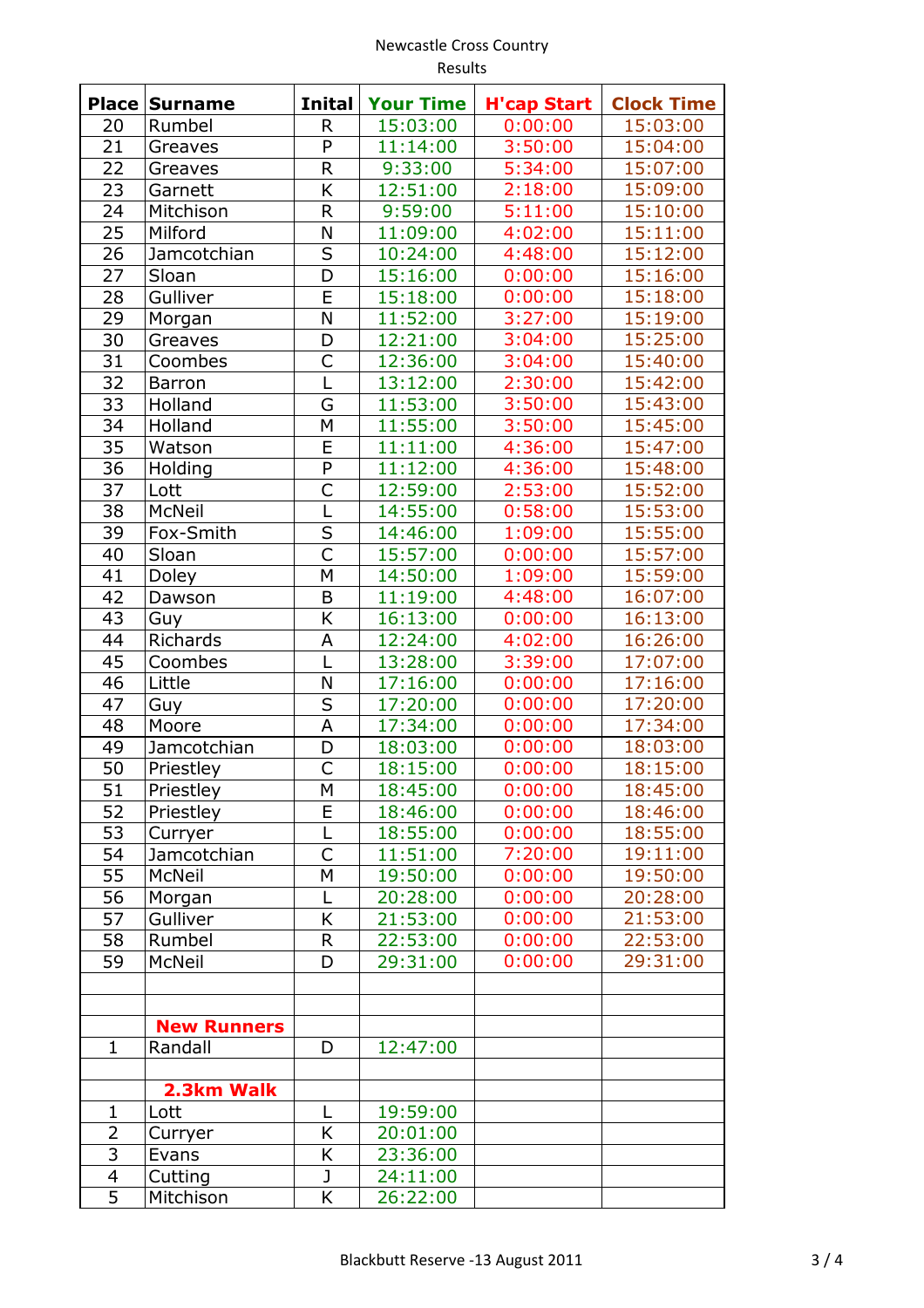Newcastle Cross Country
Results

| Place | Surname | Inital | Your Time | H'cap Start | Clock Time |
|---|---|---|---|---|---|
| 20 | Rumbel | R | 15:03:00 | 0:00:00 | 15:03:00 |
| 21 | Greaves | P | 11:14:00 | 3:50:00 | 15:04:00 |
| 22 | Greaves | R | 9:33:00 | 5:34:00 | 15:07:00 |
| 23 | Garnett | K | 12:51:00 | 2:18:00 | 15:09:00 |
| 24 | Mitchison | R | 9:59:00 | 5:11:00 | 15:10:00 |
| 25 | Milford | N | 11:09:00 | 4:02:00 | 15:11:00 |
| 26 | Jamcotchian | S | 10:24:00 | 4:48:00 | 15:12:00 |
| 27 | Sloan | D | 15:16:00 | 0:00:00 | 15:16:00 |
| 28 | Gulliver | E | 15:18:00 | 0:00:00 | 15:18:00 |
| 29 | Morgan | N | 11:52:00 | 3:27:00 | 15:19:00 |
| 30 | Greaves | D | 12:21:00 | 3:04:00 | 15:25:00 |
| 31 | Coombes | C | 12:36:00 | 3:04:00 | 15:40:00 |
| 32 | Barron | L | 13:12:00 | 2:30:00 | 15:42:00 |
| 33 | Holland | G | 11:53:00 | 3:50:00 | 15:43:00 |
| 34 | Holland | M | 11:55:00 | 3:50:00 | 15:45:00 |
| 35 | Watson | E | 11:11:00 | 4:36:00 | 15:47:00 |
| 36 | Holding | P | 11:12:00 | 4:36:00 | 15:48:00 |
| 37 | Lott | C | 12:59:00 | 2:53:00 | 15:52:00 |
| 38 | McNeil | L | 14:55:00 | 0:58:00 | 15:53:00 |
| 39 | Fox-Smith | S | 14:46:00 | 1:09:00 | 15:55:00 |
| 40 | Sloan | C | 15:57:00 | 0:00:00 | 15:57:00 |
| 41 | Doley | M | 14:50:00 | 1:09:00 | 15:59:00 |
| 42 | Dawson | B | 11:19:00 | 4:48:00 | 16:07:00 |
| 43 | Guy | K | 16:13:00 | 0:00:00 | 16:13:00 |
| 44 | Richards | A | 12:24:00 | 4:02:00 | 16:26:00 |
| 45 | Coombes | L | 13:28:00 | 3:39:00 | 17:07:00 |
| 46 | Little | N | 17:16:00 | 0:00:00 | 17:16:00 |
| 47 | Guy | S | 17:20:00 | 0:00:00 | 17:20:00 |
| 48 | Moore | A | 17:34:00 | 0:00:00 | 17:34:00 |
| 49 | Jamcotchian | D | 18:03:00 | 0:00:00 | 18:03:00 |
| 50 | Priestley | C | 18:15:00 | 0:00:00 | 18:15:00 |
| 51 | Priestley | M | 18:45:00 | 0:00:00 | 18:45:00 |
| 52 | Priestley | E | 18:46:00 | 0:00:00 | 18:46:00 |
| 53 | Curryer | L | 18:55:00 | 0:00:00 | 18:55:00 |
| 54 | Jamcotchian | C | 11:51:00 | 7:20:00 | 19:11:00 |
| 55 | McNeil | M | 19:50:00 | 0:00:00 | 19:50:00 |
| 56 | Morgan | L | 20:28:00 | 0:00:00 | 20:28:00 |
| 57 | Gulliver | K | 21:53:00 | 0:00:00 | 21:53:00 |
| 58 | Rumbel | R | 22:53:00 | 0:00:00 | 22:53:00 |
| 59 | McNeil | D | 29:31:00 | 0:00:00 | 29:31:00 |
| | | | | | |
| | | | | | |
| | **New Runners** | | | | |
| 1 | Randall | D | 12:47:00 | | |
| | | | | | |
| | **2.3km Walk** | | | | |
| 1 | Lott | L | 19:59:00 | | |
| 2 | Curryer | K | 20:01:00 | | |
| 3 | Evans | K | 23:36:00 | | |
| 4 | Cutting | J | 24:11:00 | | |
| 5 | Mitchison | K | 26:22:00 | | |

Blackbutt Reserve -13 August 2011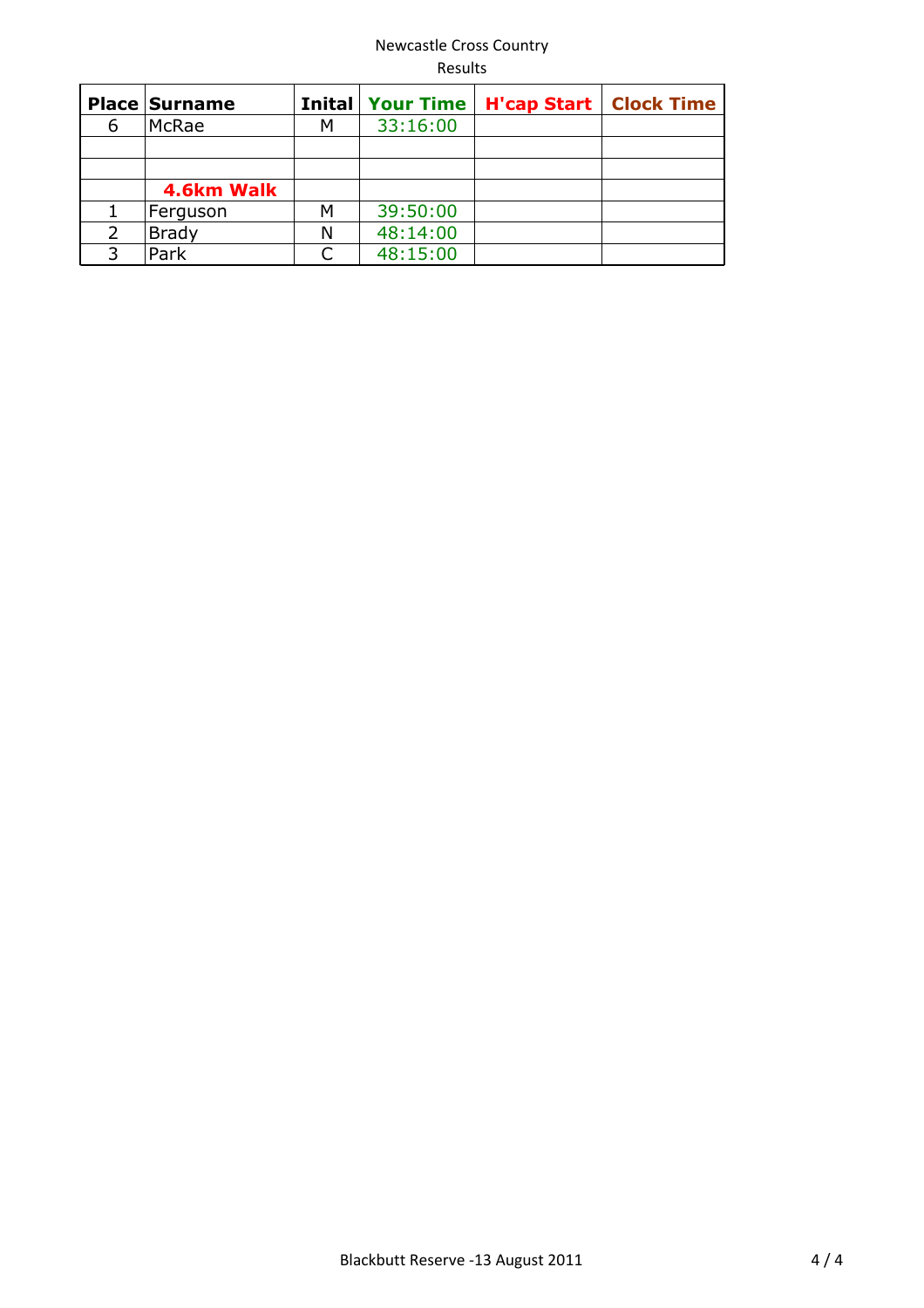Newcastle Cross Country

Results

| Place | Surname | Inital | Your Time | H'cap Start | Clock Time |
|---|---|---|---|---|---|
| 6 | McRae | M | 33:16:00 | | |
| | | | | | |
| | | | | | |
| | **4.6km Walk** | | | | |
| 1 | Ferguson | M | 39:50:00 | | |
| 2 | Brady | N | 48:14:00 | | |
| 3 | Park | C | 48:15:00 | | |

Blackbutt Reserve -13 August 2011